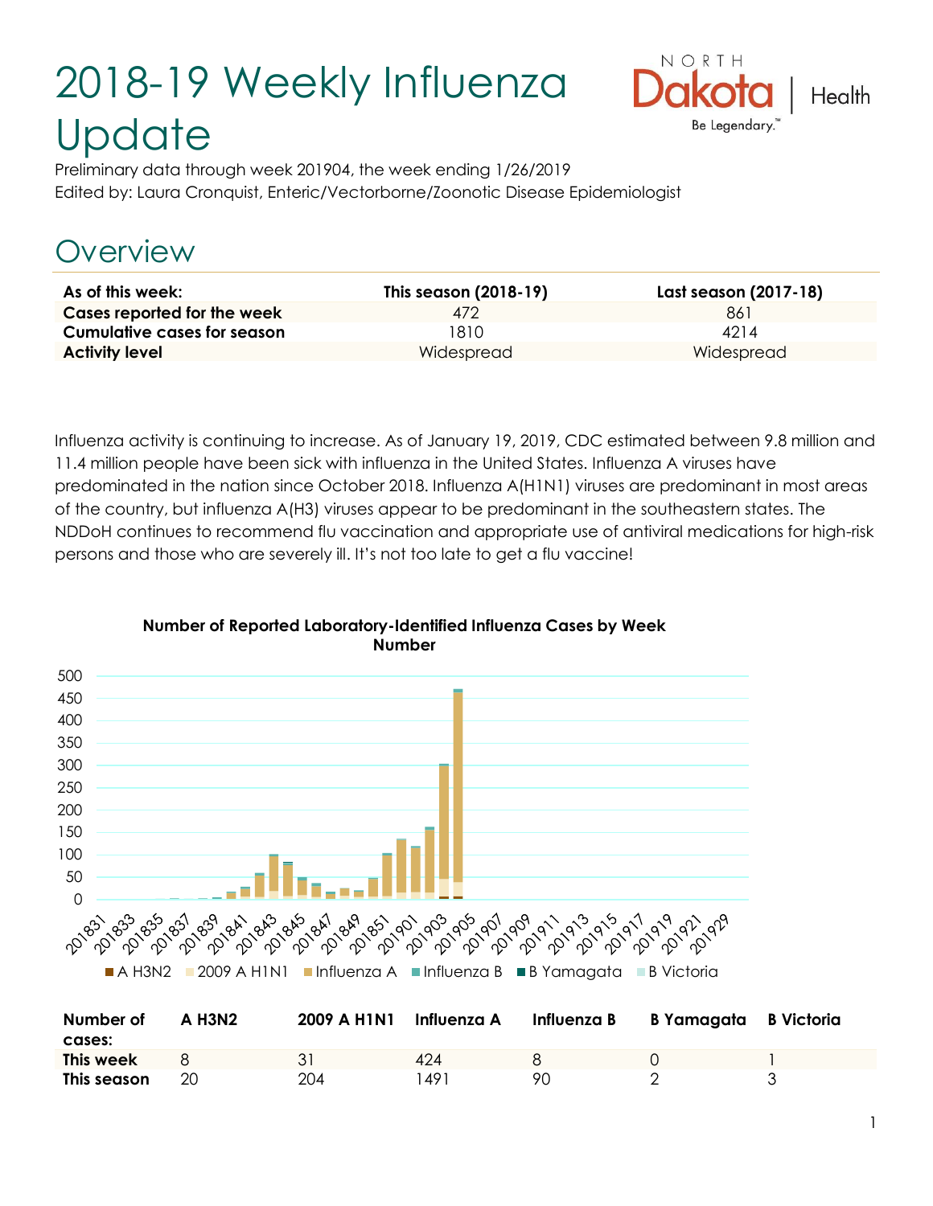# 2018-19 Weekly Influenza Update

Preliminary data through week 201904, the week ending 1/26/2019

Edited by: Laura Cronquist, Enteric/Vectorborne/Zoonotic Disease Epidemiologist

## Overview

| As of this week: | This season (2018-19) | Last season (2017-18) |
|---|---|---|
| Cases reported for the week | 472 | 861 |
| Cumulative cases for season | 1810 | 4214 |
| Activity level | Widespread | Widespread |

Influenza activity is continuing to increase. As of January 19, 2019, CDC estimated between 9.8 million and 11.4 million people have been sick with influenza in the United States. Influenza A viruses have predominated in the nation since October 2018. Influenza A(H1N1) viruses are predominant in most areas of the country, but influenza A(H3) viruses appear to be predominant in the southeastern states. The NDDoH continues to recommend flu vaccination and appropriate use of antiviral medications for high-risk persons and those who are severely ill. It's not too late to get a flu vaccine!

**Number of Reported Laboratory-Identified Influenza Cases by Week Number**

| Number of cases: | A H3N2 | 2009 A H1N1 | Influenza A | Influenza B | B Yamagata | B Victoria |
|---|---|---|---|---|---|---|
| This week | 8 | 31 | 424 | 8 | 0 | 1 |
| This season | 20 | 204 | 1491 | 90 | 2 | 3 |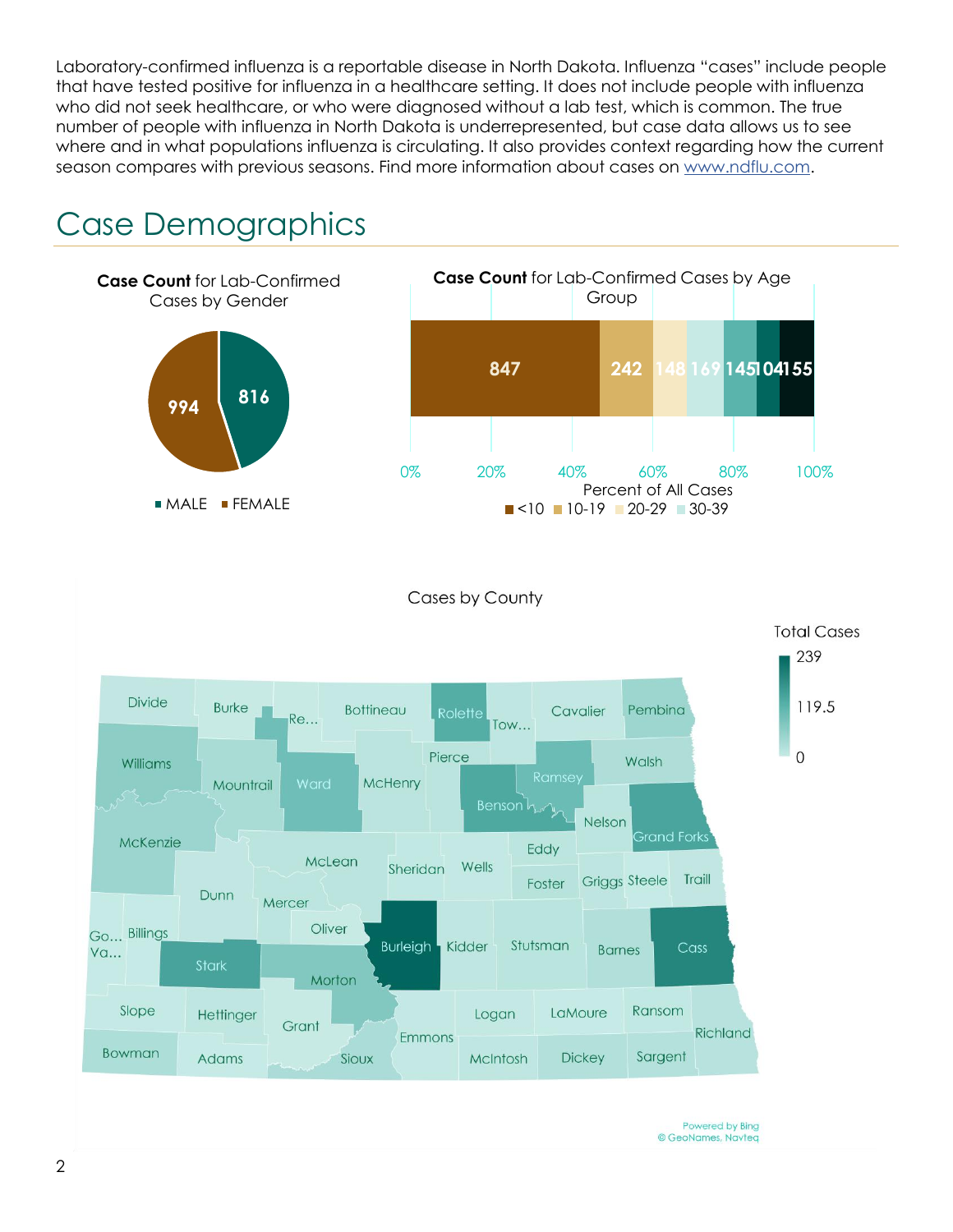Laboratory-confirmed influenza is a reportable disease in North Dakota. Influenza "cases" include people that have tested positive for influenza in a healthcare setting. It does not include people with influenza who did not seek healthcare, or who were diagnosed without a lab test, which is common. The true number of people with influenza in North Dakota is underrepresented, but case data allows us to see where and in what populations influenza is circulating. It also provides context regarding how the current season compares with previous seasons. Find more information about cases on www.ndflu.com.

# Case Demographics

**Case Count** for Lab-Confirmed Cases by Gender

| Gender | Case Count |
|---|---|
| MALE | 816 |
| FEMALE | 994 |

**Case Count** for Lab-Confirmed Cases by Age Group

| Age Group | Case Count |
|---|---|
| <10 | 847 |
| 10-19 | 242 |
| 20-29 | 148 |
| 30-39 | 169 |
| | 145 |
| | 104 |
| | 155 |

Percent of All Cases (0%–100%)

Cases by County

Total Cases: 0 – 119.5 – 239

Powered by Bing
© GeoNames, Navteq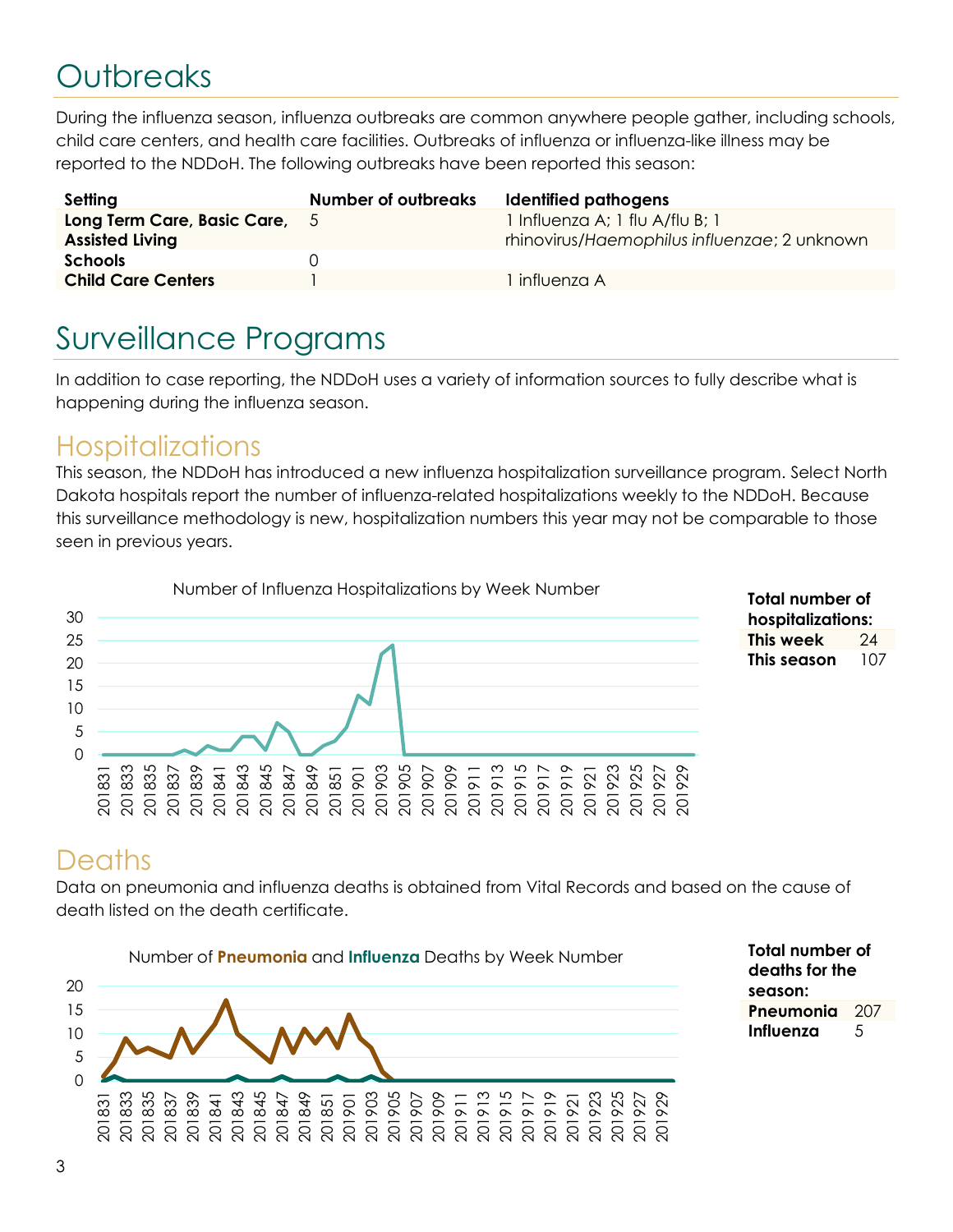# Outbreaks

During the influenza season, influenza outbreaks are common anywhere people gather, including schools, child care centers, and health care facilities. Outbreaks of influenza or influenza-like illness may be reported to the NDDoH. The following outbreaks have been reported this season:

| Setting | Number of outbreaks | Identified pathogens |
|---|---|---|
| **Long Term Care, Basic Care, Assisted Living** | 5 | 1 Influenza A; 1 flu A/flu B; 1 rhinovirus/*Haemophilus influenzae*; 2 unknown |
| **Schools** | 0 | |
| **Child Care Centers** | 1 | 1 influenza A |

# Surveillance Programs

In addition to case reporting, the NDDoH uses a variety of information sources to fully describe what is happening during the influenza season.

## Hospitalizations

This season, the NDDoH has introduced a new influenza hospitalization surveillance program. Select North Dakota hospitals report the number of influenza-related hospitalizations weekly to the NDDoH. Because this surveillance methodology is new, hospitalization numbers this year may not be comparable to those seen in previous years.

Number of Influenza Hospitalizations by Week Number

**Total number of hospitalizations:**

| | |
|---|---|
| **This week** | 24 |
| **This season** | 107 |

## Deaths

Data on pneumonia and influenza deaths is obtained from Vital Records and based on the cause of death listed on the death certificate.

Number of **Pneumonia** and **Influenza** Deaths by Week Number

**Total number of deaths for the season:**

| | |
|---|---|
| **Pneumonia** | 207 |
| **Influenza** | 5 |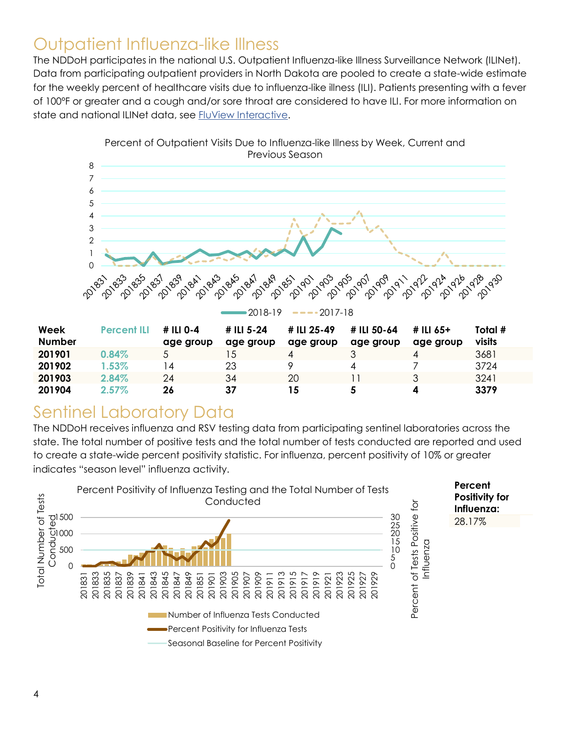## Outpatient Influenza-like Illness

The NDDoH participates in the national U.S. Outpatient Influenza-like Illness Surveillance Network (ILINet). Data from participating outpatient providers in North Dakota are pooled to create a state-wide estimate for the weekly percent of healthcare visits due to influenza-like illness (ILI). Patients presenting with a fever of 100°F or greater and a cough and/or sore throat are considered to have ILI. For more information on state and national ILINet data, see FluView Interactive.

Percent of Outpatient Visits Due to Influenza-like Illness by Week, Current and Previous Season

| Week Number | Percent ILI | # ILI 0-4 age group | # ILI 5-24 age group | # ILI 25-49 age group | # ILI 50-64 age group | # ILI 65+ age group | Total # visits |
|---|---|---|---|---|---|---|---|
| **201901** | 0.84% | 5 | 15 | 4 | 3 | 4 | 3681 |
| **201902** | 1.53% | 14 | 23 | 9 | 4 | 7 | 3724 |
| **201903** | 2.84% | 24 | 34 | 20 | 11 | 3 | 3241 |
| **201904** | 2.57% | **26** | **37** | **15** | **5** | **4** | **3379** |

## Sentinel Laboratory Data

The NDDoH receives influenza and RSV testing data from participating sentinel laboratories across the state. The total number of positive tests and the total number of tests conducted are reported and used to create a state-wide percent positivity statistic. For influenza, percent positivity of 10% or greater indicates "season level" influenza activity.

Percent Positivity of Influenza Testing and the Total Number of Tests Conducted

| Percent Positivity for Influenza: |
|---|
| 28.17% |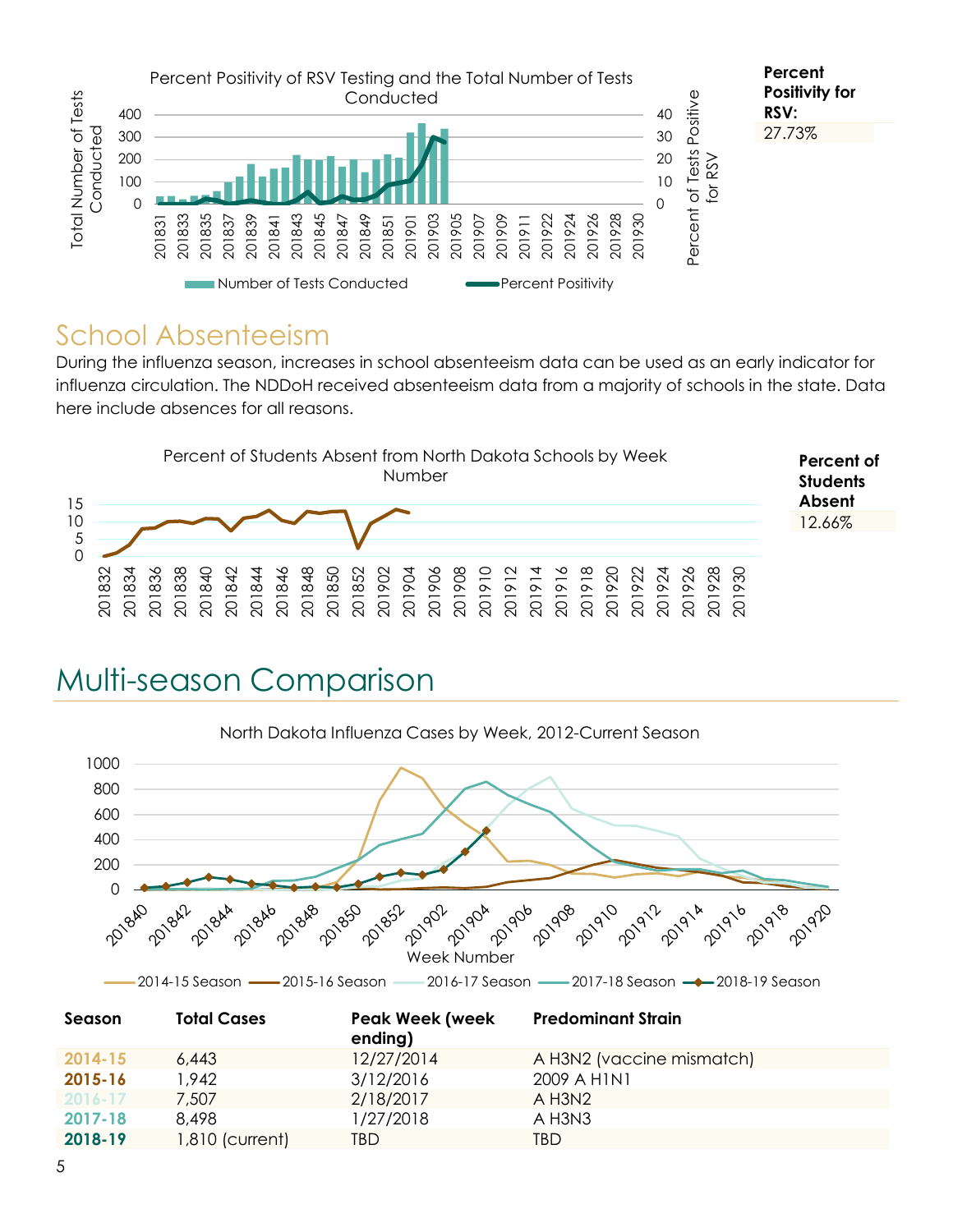Percent Positivity of RSV Testing and the Total Number of Tests Conducted

**Percent Positivity for RSV:**

27.73%

## School Absenteeism

During the influenza season, increases in school absenteeism data can be used as an early indicator for influenza circulation. The NDDoH received absenteeism data from a majority of schools in the state. Data here include absences for all reasons.

Percent of Students Absent from North Dakota Schools by Week Number

**Percent of Students Absent**

12.66%

# Multi-season Comparison

North Dakota Influenza Cases by Week, 2012-Current Season

| Season | Total Cases | Peak Week (week ending) | Predominant Strain |
|---|---|---|---|
| **2014-15** | 6,443 | 12/27/2014 | A H3N2 (vaccine mismatch) |
| **2015-16** | 1,942 | 3/12/2016 | 2009 A H1N1 |
| **2016-17** | 7,507 | 2/18/2017 | A H3N2 |
| **2017-18** | 8,498 | 1/27/2018 | A H3N3 |
| **2018-19** | 1,810 (current) | TBD | TBD |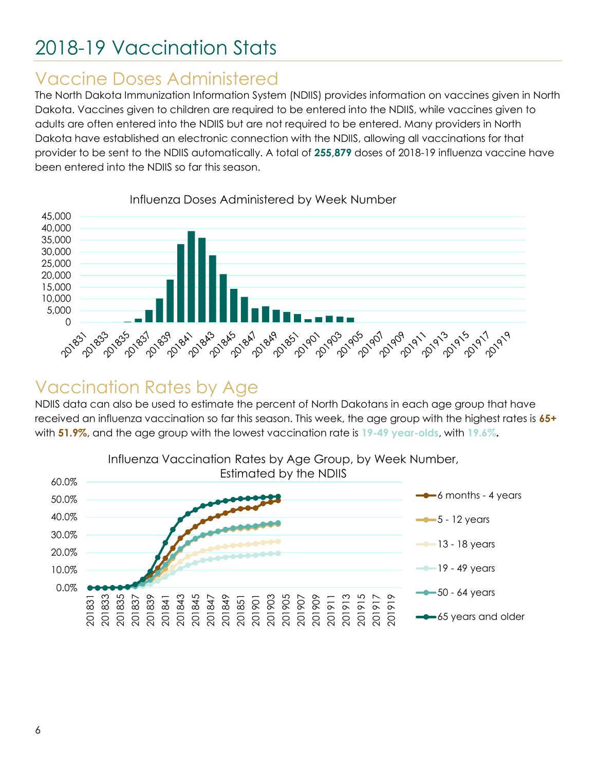# 2018-19 Vaccination Stats

## Vaccine Doses Administered

The North Dakota Immunization Information System (NDIIS) provides information on vaccines given in North Dakota. Vaccines given to children are required to be entered into the NDIIS, while vaccines given to adults are often entered into the NDIIS but are not required to be entered. Many providers in North Dakota have established an electronic connection with the NDIIS, allowing all vaccinations for that provider to be sent to the NDIIS automatically. A total of **255,879** doses of 2018-19 influenza vaccine have been entered into the NDIIS so far this season.

Influenza Doses Administered by Week Number

45,000
40,000
35,000
30,000
25,000
20,000
15,000
10,000
5,000
0

201831 201833 201835 201837 201839 201841 201843 201845 201847 201849 201851 201901 201903 201905 201907 201909 201911 201913 201915 201917 201919

## Vaccination Rates by Age

NDIIS data can also be used to estimate the percent of North Dakotans in each age group that have received an influenza vaccination so far this season. This week, the age group with the highest rates is **65+** with **51.9%**, and the age group with the lowest vaccination rate is **19-49 year-olds**, with **19.6%.**

Influenza Vaccination Rates by Age Group, by Week Number, Estimated by the NDIIS

60.0%
50.0%
40.0%
30.0%
20.0%
10.0%
0.0%

201831 201833 201835 201837 201839 201841 201843 201845 201847 201849 201851 201901 201903 201905 201907 201909 201911 201913 201915 201917 201919

6 months - 4 years
5 - 12 years
13 - 18 years
19 - 49 years
50 - 64 years
65 years and older